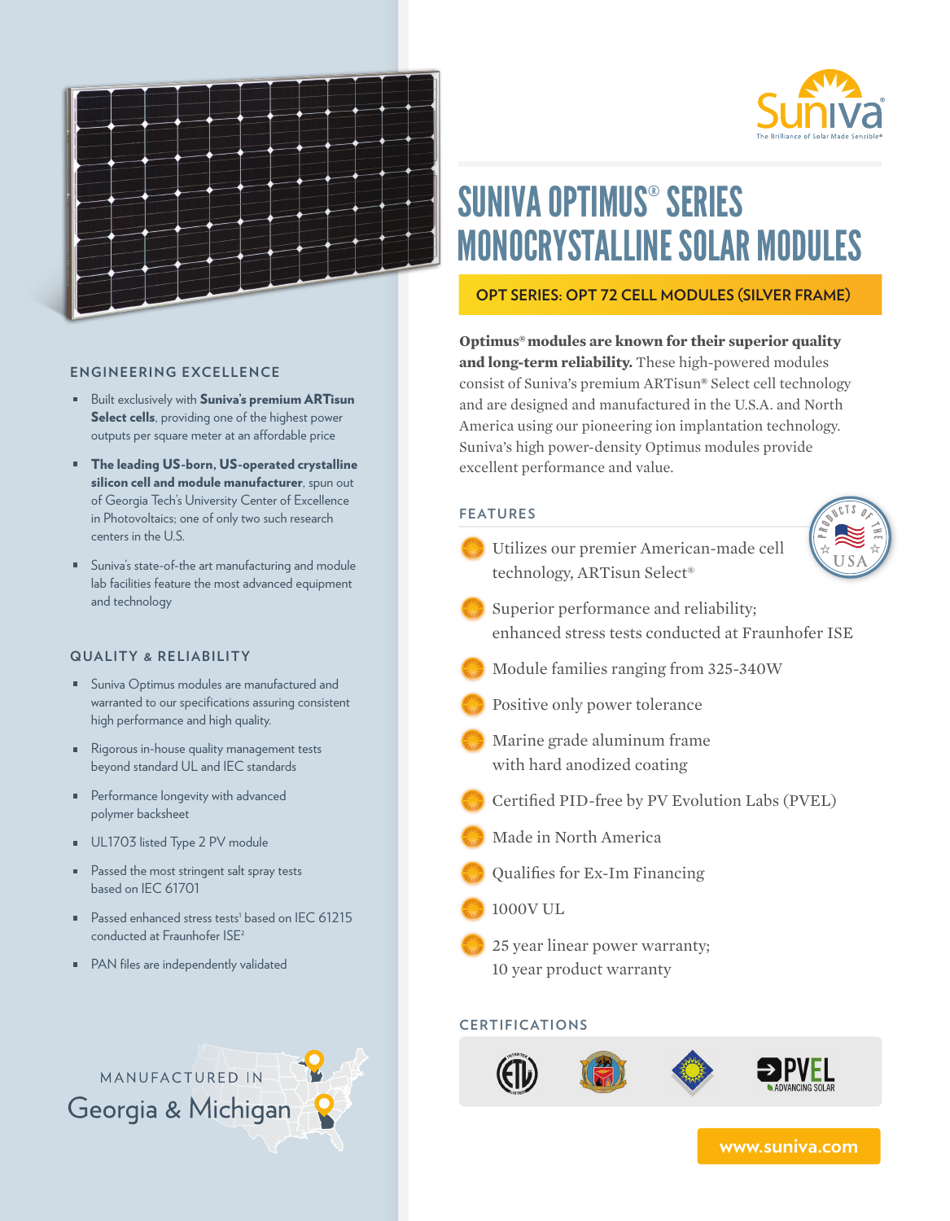Suniva®
The Brilliance of Solar Made Sensible®

# SUNIVA OPTIMUS® SERIES MONOCRYSTALLINE SOLAR MODULES

## OPT SERIES: OPT 72 CELL MODULES (SILVER FRAME)

**Optimus® modules are known for their superior quality and long-term reliability.** These high-powered modules consist of Suniva's premium ARTisun® Select cell technology and are designed and manufactured in the U.S.A. and North America using our pioneering ion implantation technology. Suniva's high power-density Optimus modules provide excellent performance and value.

### FEATURES

- Utilizes our premier American-made cell technology, ARTisun Select®
- Superior performance and reliability; enhanced stress tests conducted at Fraunhofer ISE
- Module families ranging from 325-340W
- Positive only power tolerance
- Marine grade aluminum frame with hard anodized coating
- Certified PID-free by PV Evolution Labs (PVEL)
- Made in North America
- Qualifies for Ex-Im Financing
- 1000V UL
- 25 year linear power warranty; 10 year product warranty

PRODUCTS OF THE USA

### ENGINEERING EXCELLENCE

- Built exclusively with **Suniva's premium ARTisun Select cells**, providing one of the highest power outputs per square meter at an affordable price
- **The leading US-born, US-operated crystalline silicon cell and module manufacturer**, spun out of Georgia Tech's University Center of Excellence in Photovoltaics; one of only two such research centers in the U.S.
- Suniva's state-of-the art manufacturing and module lab facilities feature the most advanced equipment and technology

### QUALITY & RELIABILITY

- Suniva Optimus modules are manufactured and warranted to our specifications assuring consistent high performance and high quality.
- Rigorous in-house quality management tests beyond standard UL and IEC standards
- Performance longevity with advanced polymer backsheet
- UL1703 listed Type 2 PV module
- Passed the most stringent salt spray tests based on IEC 61701
- Passed enhanced stress tests[1] based on IEC 61215 conducted at Fraunhofer ISE[2]
- PAN files are independently validated

MANUFACTURED IN
Georgia & Michigan

### CERTIFICATIONS

PVEL ADVANCING SOLAR

www.suniva.com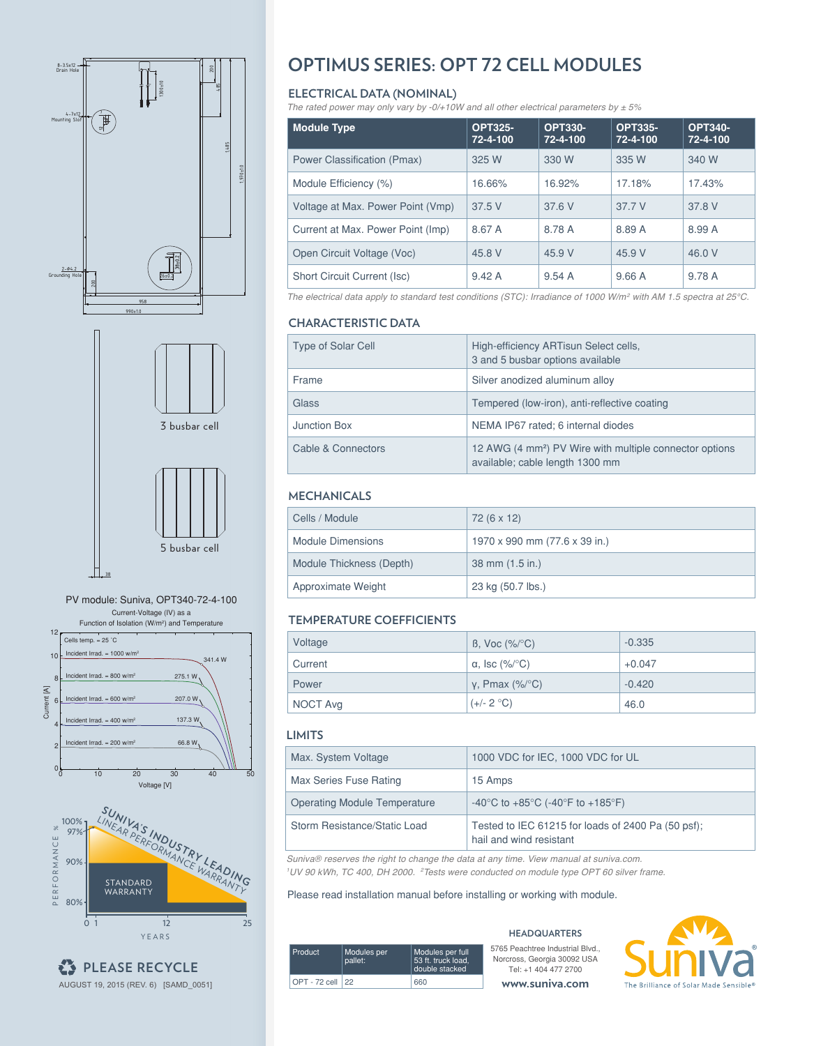# OPTIMUS SERIES: OPT 72 CELL MODULES

## ELECTRICAL DATA (NOMINAL)

*The rated power may only vary by -0/+10W and all other electrical parameters by ± 5%*

| Module Type | OPT325-72-4-100 | OPT330-72-4-100 | OPT335-72-4-100 | OPT340-72-4-100 |
|---|---|---|---|---|
| Power Classification (Pmax) | 325 W | 330 W | 335 W | 340 W |
| Module Efficiency (%) | 16.66% | 16.92% | 17.18% | 17.43% |
| Voltage at Max. Power Point (Vmp) | 37.5 V | 37.6 V | 37.7 V | 37.8 V |
| Current at Max. Power Point (Imp) | 8.67 A | 8.78 A | 8.89 A | 8.99 A |
| Open Circuit Voltage (Voc) | 45.8 V | 45.9 V | 45.9 V | 46.0 V |
| Short Circuit Current (Isc) | 9.42 A | 9.54 A | 9.66 A | 9.78 A |

*The electrical data apply to standard test conditions (STC): Irradiance of 1000 W/m² with AM 1.5 spectra at 25°C.*

## CHARACTERISTIC DATA

| | |
|---|---|
| Type of Solar Cell | High-efficiency ARTisun Select cells, 3 and 5 busbar options available |
| Frame | Silver anodized aluminum alloy |
| Glass | Tempered (low-iron), anti-reflective coating |
| Junction Box | NEMA IP67 rated; 6 internal diodes |
| Cable & Connectors | 12 AWG (4 mm²) PV Wire with multiple connector options available; cable length 1300 mm |

## MECHANICALS

| | |
|---|---|
| Cells / Module | 72 (6 x 12) |
| Module Dimensions | 1970 x 990 mm (77.6 x 39 in.) |
| Module Thickness (Depth) | 38 mm (1.5 in.) |
| Approximate Weight | 23 kg (50.7 lbs.) |

## TEMPERATURE COEFFICIENTS

| | | |
|---|---|---|
| Voltage | β, Voc (%/°C) | -0.335 |
| Current | α, Isc (%/°C) | +0.047 |
| Power | γ, Pmax (%/°C) | -0.420 |
| NOCT Avg | (+/- 2 °C) | 46.0 |

## LIMITS

| | |
|---|---|
| Max. System Voltage | 1000 VDC for IEC, 1000 VDC for UL |
| Max Series Fuse Rating | 15 Amps |
| Operating Module Temperature | -40°C to +85°C (-40°F to +185°F) |
| Storm Resistance/Static Load | Tested to IEC 61215 for loads of 2400 Pa (50 psf); hail and wind resistant |

*Suniva® reserves the right to change the data at any time. View manual at suniva.com.*
*[1]UV 90 kWh, TC 400, DH 2000. [2]Tests were conducted on module type OPT 60 silver frame.*

Please read installation manual before installing or working with module.

8-3.5x12 Drain Hole
4-7x12 Mounting Slot
2-Φ4.2 Grounding Hole
1300±10
200
495
1,485
1,970±10
36±0.2
26±0.2
200
958
990±10
38

3 busbar cell

5 busbar cell

PV module: Suniva, OPT340-72-4-100
Current-Voltage (IV) as a Function of Isolation (W/m²) and Temperature

Cells temp. = 25 °C
Incident Irrad. = 1000 w/m² 341.4 W
Incident Irrad. = 800 w/m² 275.1 W
Incident Irrad. = 600 w/m² 207.0 W
Incident Irrad. = 400 w/m² 137.3 W
Incident Irrad. = 200 w/m² 66.8 W
Current [A]
0 2 4 6 8 10 12
Voltage [V]
0 10 20 30 40 50

SUNIVA'S INDUSTRY LEADING LINEAR PERFORMANCE WARRANTY
STANDARD WARRANTY
PERFORMANCE %
100% 97% 90% 80%
YEARS
0 1 12 25

PLEASE RECYCLE

AUGUST 19, 2015 (REV. 6) [SAMD_0051]

| Product | Modules per pallet: | Modules per full 53 ft. truck load, double stacked |
|---|---|---|
| OPT - 72 cell | 22 | 660 |

**HEADQUARTERS**

5765 Peachtree Industrial Blvd.,
Norcross, Georgia 30092 USA
Tel: +1 404 477 2700

**www.suniva.com**

Suniva® The Brilliance of Solar Made Sensible®